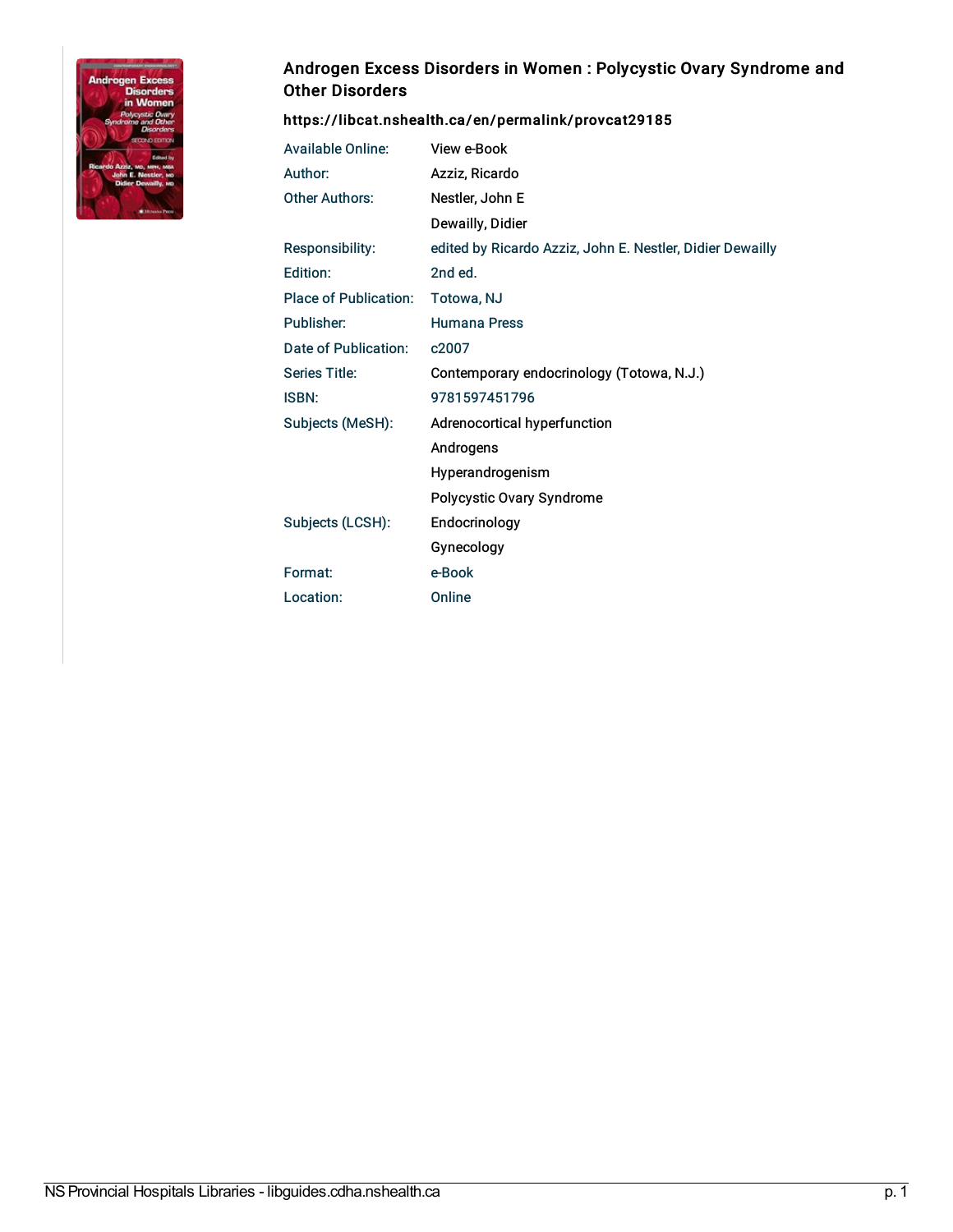## Androgen Excess Disorders in Women : Polycystic Ovary Syndrome and Other Disorders

**https://libcat.nshealth.ca/en/permalink/provcat29185**

| | |
|---|---|
| Available Online: | View e-Book |
| Author: | Azziz, Ricardo |
| Other Authors: | Nestler, John E |
| | Dewailly, Didier |
| Responsibility: | edited by Ricardo Azziz, John E. Nestler, Didier Dewailly |
| Edition: | 2nd ed. |
| Place of Publication: | Totowa, NJ |
| Publisher: | Humana Press |
| Date of Publication: | c2007 |
| Series Title: | Contemporary endocrinology (Totowa, N.J.) |
| ISBN: | 9781597451796 |
| Subjects (MeSH): | Adrenocortical hyperfunction |
| | Androgens |
| | Hyperandrogenism |
| | Polycystic Ovary Syndrome |
| Subjects (LCSH): | Endocrinology |
| | Gynecology |
| Format: | e-Book |
| Location: | Online |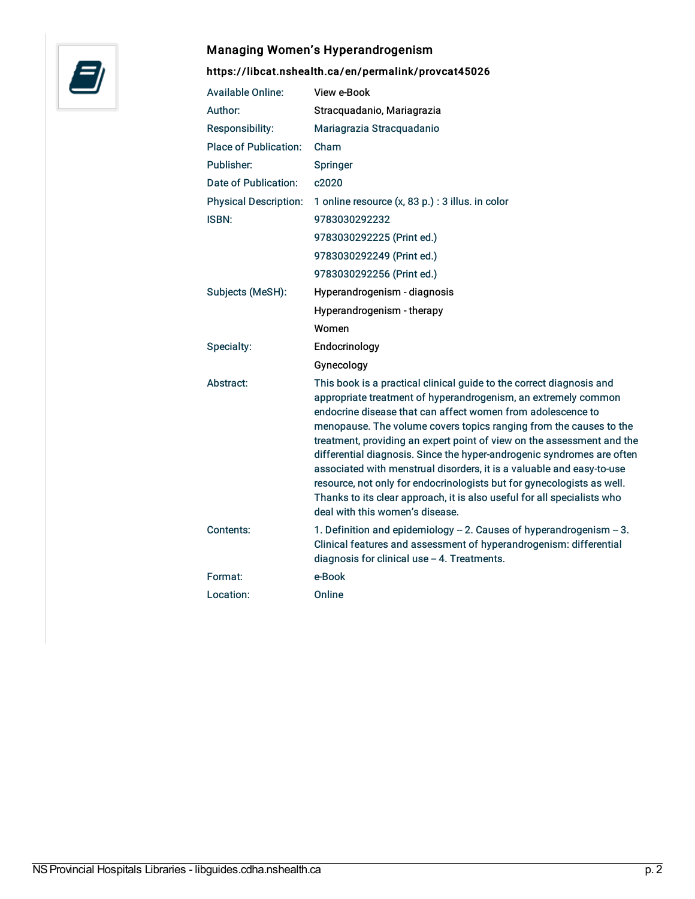## Managing Women's Hyperandrogenism

**https://libcat.nshealth.ca/en/permalink/provcat45026**

| | |
|---|---|
| Available Online: | View e-Book |
| Author: | Stracquadanio, Mariagrazia |
| Responsibility: | Mariagrazia Stracquadanio |
| Place of Publication: | Cham |
| Publisher: | Springer |
| Date of Publication: | c2020 |
| Physical Description: | 1 online resource (x, 83 p.) : 3 illus. in color |
| ISBN: | 9783030292232 |
| | 9783030292225 (Print ed.) |
| | 9783030292249 (Print ed.) |
| | 9783030292256 (Print ed.) |
| Subjects (MeSH): | Hyperandrogenism - diagnosis |
| | Hyperandrogenism - therapy |
| | Women |
| Specialty: | Endocrinology |
| | Gynecology |
| Abstract: | This book is a practical clinical guide to the correct diagnosis and appropriate treatment of hyperandrogenism, an extremely common endocrine disease that can affect women from adolescence to menopause. The volume covers topics ranging from the causes to the treatment, providing an expert point of view on the assessment and the differential diagnosis. Since the hyper-androgenic syndromes are often associated with menstrual disorders, it is a valuable and easy-to-use resource, not only for endocrinologists but for gynecologists as well. Thanks to its clear approach, it is also useful for all specialists who deal with this women's disease. |
| Contents: | 1. Definition and epidemiology -- 2. Causes of hyperandrogenism -- 3. Clinical features and assessment of hyperandrogenism: differential diagnosis for clinical use -- 4. Treatments. |
| Format: | e-Book |
| Location: | Online |